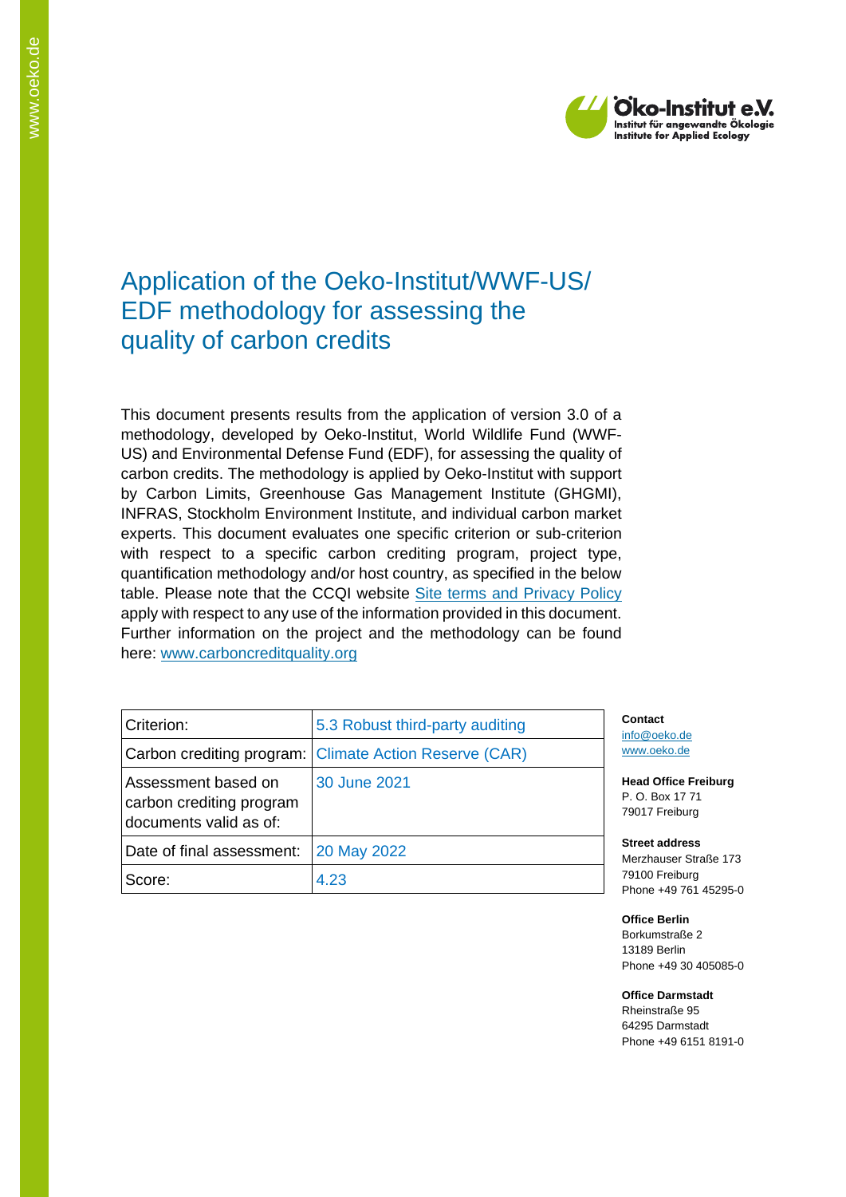# Application of the Oeko-Institut/WWF-US/ EDF methodology for assessing the quality of carbon credits

This document presents results from the application of version 3.0 of a methodology, developed by Oeko-Institut, World Wildlife Fund (WWF-US) and Environmental Defense Fund (EDF), for assessing the quality of carbon credits. The methodology is applied by Oeko-Institut with support by Carbon Limits, Greenhouse Gas Management Institute (GHGMI), INFRAS, Stockholm Environment Institute, and individual carbon market experts. This document evaluates one specific criterion or sub-criterion with respect to a specific carbon crediting program, project type, quantification methodology and/or host country, as specified in the below table. Please note that the CCQI website [Site terms and Privacy Policy](#) apply with respect to any use of the information provided in this document. Further information on the project and the methodology can be found here: [www.carboncreditquality.org](http://www.carboncreditquality.org)

| Criterion: | 5.3 Robust third-party auditing |
|---|---|
| Carbon crediting program: | Climate Action Reserve (CAR) |
| Assessment based on carbon crediting program documents valid as of: | 30 June 2021 |
| Date of final assessment: | 20 May 2022 |
| Score: | 4.23 |

**Contact**
info@oeko.de
www.oeko.de

**Head Office Freiburg**
P. O. Box 17 71
79017 Freiburg

**Street address**
Merzhauser Straße 173
79100 Freiburg
Phone +49 761 45295-0

**Office Berlin**
Borkumstraße 2
13189 Berlin
Phone +49 30 405085-0

**Office Darmstadt**
Rheinstraße 95
64295 Darmstadt
Phone +49 6151 8191-0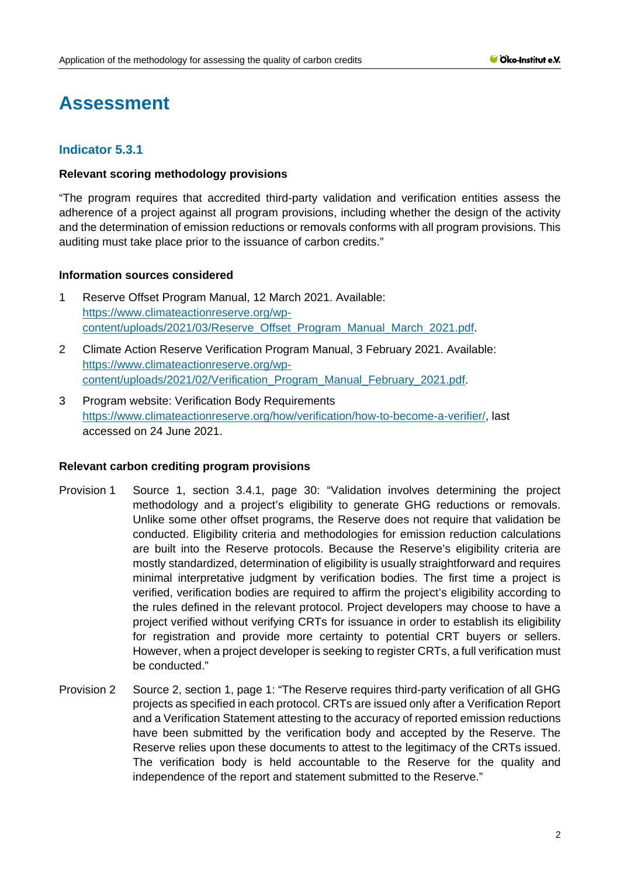# Assessment

## Indicator 5.3.1

**Relevant scoring methodology provisions**

"The program requires that accredited third-party validation and verification entities assess the adherence of a project against all program provisions, including whether the design of the activity and the determination of emission reductions or removals conforms with all program provisions. This auditing must take place prior to the issuance of carbon credits."

**Information sources considered**

1. Reserve Offset Program Manual, 12 March 2021. Available: [https://www.climateactionreserve.org/wp-content/uploads/2021/03/Reserve_Offset_Program_Manual_March_2021.pdf](https://www.climateactionreserve.org/wp-content/uploads/2021/03/Reserve_Offset_Program_Manual_March_2021.pdf).
2. Climate Action Reserve Verification Program Manual, 3 February 2021. Available: [https://www.climateactionreserve.org/wp-content/uploads/2021/02/Verification_Program_Manual_February_2021.pdf](https://www.climateactionreserve.org/wp-content/uploads/2021/02/Verification_Program_Manual_February_2021.pdf).
3. Program website: Verification Body Requirements [https://www.climateactionreserve.org/how/verification/how-to-become-a-verifier/](https://www.climateactionreserve.org/how/verification/how-to-become-a-verifier/), last accessed on 24 June 2021.

**Relevant carbon crediting program provisions**

Provision 1 Source 1, section 3.4.1, page 30: "Validation involves determining the project methodology and a project's eligibility to generate GHG reductions or removals. Unlike some other offset programs, the Reserve does not require that validation be conducted. Eligibility criteria and methodologies for emission reduction calculations are built into the Reserve protocols. Because the Reserve's eligibility criteria are mostly standardized, determination of eligibility is usually straightforward and requires minimal interpretative judgment by verification bodies. The first time a project is verified, verification bodies are required to affirm the project's eligibility according to the rules defined in the relevant protocol. Project developers may choose to have a project verified without verifying CRTs for issuance in order to establish its eligibility for registration and provide more certainty to potential CRT buyers or sellers. However, when a project developer is seeking to register CRTs, a full verification must be conducted."

Provision 2 Source 2, section 1, page 1: "The Reserve requires third-party verification of all GHG projects as specified in each protocol. CRTs are issued only after a Verification Report and a Verification Statement attesting to the accuracy of reported emission reductions have been submitted by the verification body and accepted by the Reserve. The Reserve relies upon these documents to attest to the legitimacy of the CRTs issued. The verification body is held accountable to the Reserve for the quality and independence of the report and statement submitted to the Reserve."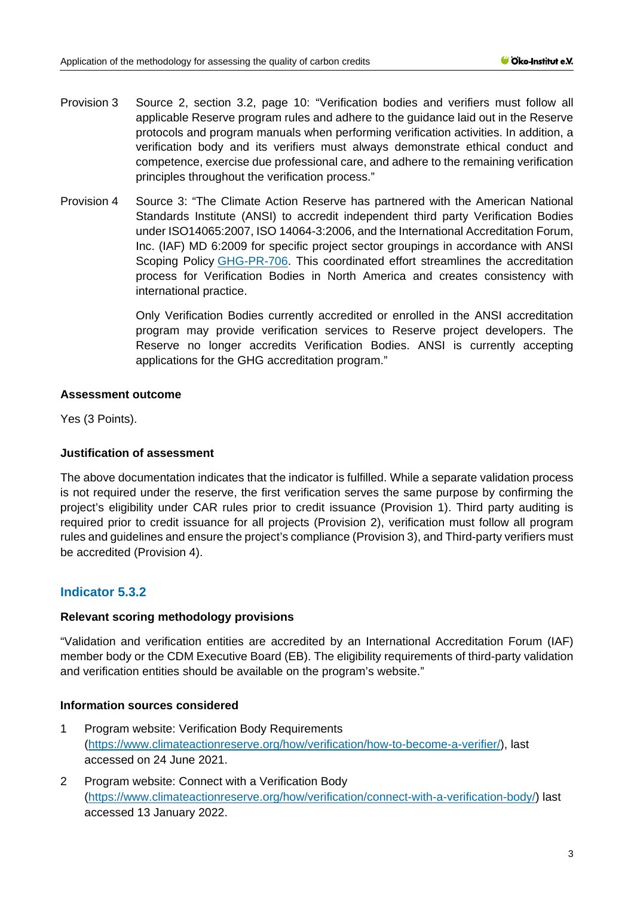Provision 3 Source 2, section 3.2, page 10: "Verification bodies and verifiers must follow all applicable Reserve program rules and adhere to the guidance laid out in the Reserve protocols and program manuals when performing verification activities. In addition, a verification body and its verifiers must always demonstrate ethical conduct and competence, exercise due professional care, and adhere to the remaining verification principles throughout the verification process."

Provision 4 Source 3: "The Climate Action Reserve has partnered with the American National Standards Institute (ANSI) to accredit independent third party Verification Bodies under ISO14065:2007, ISO 14064-3:2006, and the International Accreditation Forum, Inc. (IAF) MD 6:2009 for specific project sector groupings in accordance with ANSI Scoping Policy [GHG-PR-706](GHG-PR-706). This coordinated effort streamlines the accreditation process for Verification Bodies in North America and creates consistency with international practice.

Only Verification Bodies currently accredited or enrolled in the ANSI accreditation program may provide verification services to Reserve project developers. The Reserve no longer accredits Verification Bodies. ANSI is currently accepting applications for the GHG accreditation program."

**Assessment outcome**

Yes (3 Points).

**Justification of assessment**

The above documentation indicates that the indicator is fulfilled. While a separate validation process is not required under the reserve, the first verification serves the same purpose by confirming the project's eligibility under CAR rules prior to credit issuance (Provision 1). Third party auditing is required prior to credit issuance for all projects (Provision 2), verification must follow all program rules and guidelines and ensure the project's compliance (Provision 3), and Third-party verifiers must be accredited (Provision 4).

## Indicator 5.3.2

**Relevant scoring methodology provisions**

"Validation and verification entities are accredited by an International Accreditation Forum (IAF) member body or the CDM Executive Board (EB). The eligibility requirements of third-party validation and verification entities should be available on the program's website."

**Information sources considered**

1. Program website: Verification Body Requirements (https://www.climateactionreserve.org/how/verification/how-to-become-a-verifier/), last accessed on 24 June 2021.
2. Program website: Connect with a Verification Body (https://www.climateactionreserve.org/how/verification/connect-with-a-verification-body/) last accessed 13 January 2022.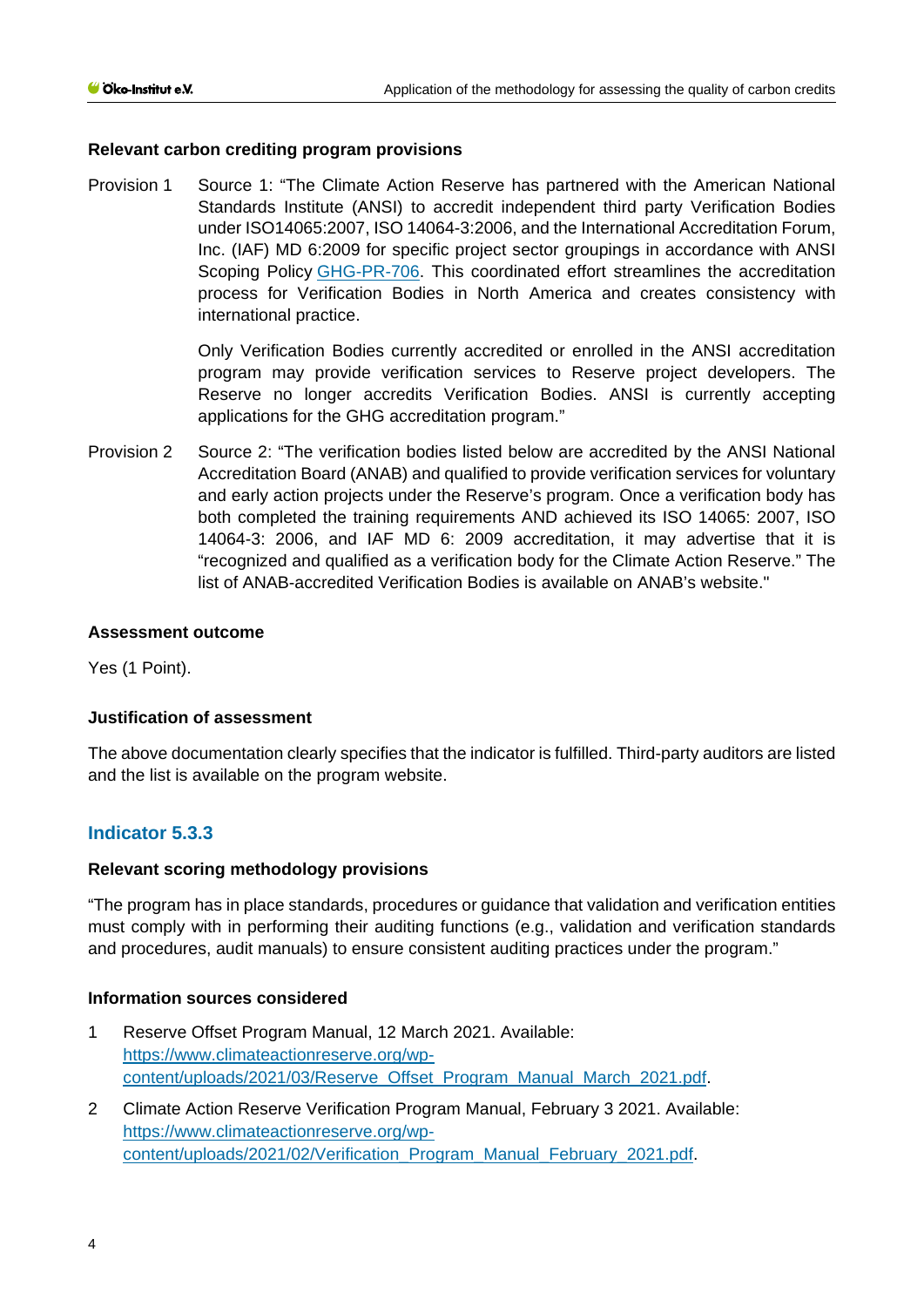**Relevant carbon crediting program provisions**

Provision 1 Source 1: "The Climate Action Reserve has partnered with the American National Standards Institute (ANSI) to accredit independent third party Verification Bodies under ISO14065:2007, ISO 14064-3:2006, and the International Accreditation Forum, Inc. (IAF) MD 6:2009 for specific project sector groupings in accordance with ANSI Scoping Policy [GHG-PR-706](GHG-PR-706). This coordinated effort streamlines the accreditation process for Verification Bodies in North America and creates consistency with international practice.

Only Verification Bodies currently accredited or enrolled in the ANSI accreditation program may provide verification services to Reserve project developers. The Reserve no longer accredits Verification Bodies. ANSI is currently accepting applications for the GHG accreditation program."

Provision 2 Source 2: "The verification bodies listed below are accredited by the ANSI National Accreditation Board (ANAB) and qualified to provide verification services for voluntary and early action projects under the Reserve's program. Once a verification body has both completed the training requirements AND achieved its ISO 14065: 2007, ISO 14064-3: 2006, and IAF MD 6: 2009 accreditation, it may advertise that it is "recognized and qualified as a verification body for the Climate Action Reserve." The list of ANAB-accredited Verification Bodies is available on ANAB's website."

**Assessment outcome**

Yes (1 Point).

**Justification of assessment**

The above documentation clearly specifies that the indicator is fulfilled. Third-party auditors are listed and the list is available on the program website.

## Indicator 5.3.3

**Relevant scoring methodology provisions**

"The program has in place standards, procedures or guidance that validation and verification entities must comply with in performing their auditing functions (e.g., validation and verification standards and procedures, audit manuals) to ensure consistent auditing practices under the program."

**Information sources considered**

1 Reserve Offset Program Manual, 12 March 2021. Available: [https://www.climateactionreserve.org/wp-content/uploads/2021/03/Reserve_Offset_Program_Manual_March_2021.pdf](https://www.climateactionreserve.org/wp-content/uploads/2021/03/Reserve_Offset_Program_Manual_March_2021.pdf).

2 Climate Action Reserve Verification Program Manual, February 3 2021. Available: [https://www.climateactionreserve.org/wp-content/uploads/2021/02/Verification_Program_Manual_February_2021.pdf](https://www.climateactionreserve.org/wp-content/uploads/2021/02/Verification_Program_Manual_February_2021.pdf).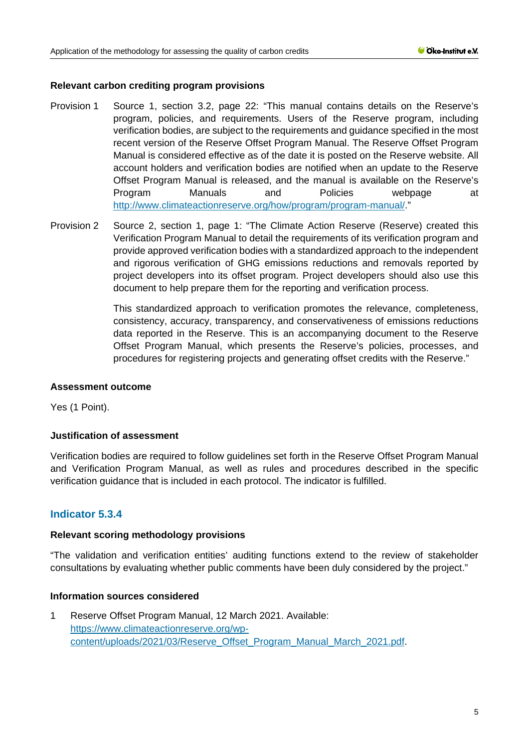**Relevant carbon crediting program provisions**

Provision 1 Source 1, section 3.2, page 22: "This manual contains details on the Reserve's program, policies, and requirements. Users of the Reserve program, including verification bodies, are subject to the requirements and guidance specified in the most recent version of the Reserve Offset Program Manual. The Reserve Offset Program Manual is considered effective as of the date it is posted on the Reserve website. All account holders and verification bodies are notified when an update to the Reserve Offset Program Manual is released, and the manual is available on the Reserve's Program Manuals and Policies webpage at http://www.climateactionreserve.org/how/program/program-manual/."

Provision 2 Source 2, section 1, page 1: "The Climate Action Reserve (Reserve) created this Verification Program Manual to detail the requirements of its verification program and provide approved verification bodies with a standardized approach to the independent and rigorous verification of GHG emissions reductions and removals reported by project developers into its offset program. Project developers should also use this document to help prepare them for the reporting and verification process.

This standardized approach to verification promotes the relevance, completeness, consistency, accuracy, transparency, and conservativeness of emissions reductions data reported in the Reserve. This is an accompanying document to the Reserve Offset Program Manual, which presents the Reserve's policies, processes, and procedures for registering projects and generating offset credits with the Reserve."

**Assessment outcome**

Yes (1 Point).

**Justification of assessment**

Verification bodies are required to follow guidelines set forth in the Reserve Offset Program Manual and Verification Program Manual, as well as rules and procedures described in the specific verification guidance that is included in each protocol. The indicator is fulfilled.

## Indicator 5.3.4

**Relevant scoring methodology provisions**

"The validation and verification entities' auditing functions extend to the review of stakeholder consultations by evaluating whether public comments have been duly considered by the project."

**Information sources considered**

1 Reserve Offset Program Manual, 12 March 2021. Available: https://www.climateactionreserve.org/wp-content/uploads/2021/03/Reserve_Offset_Program_Manual_March_2021.pdf.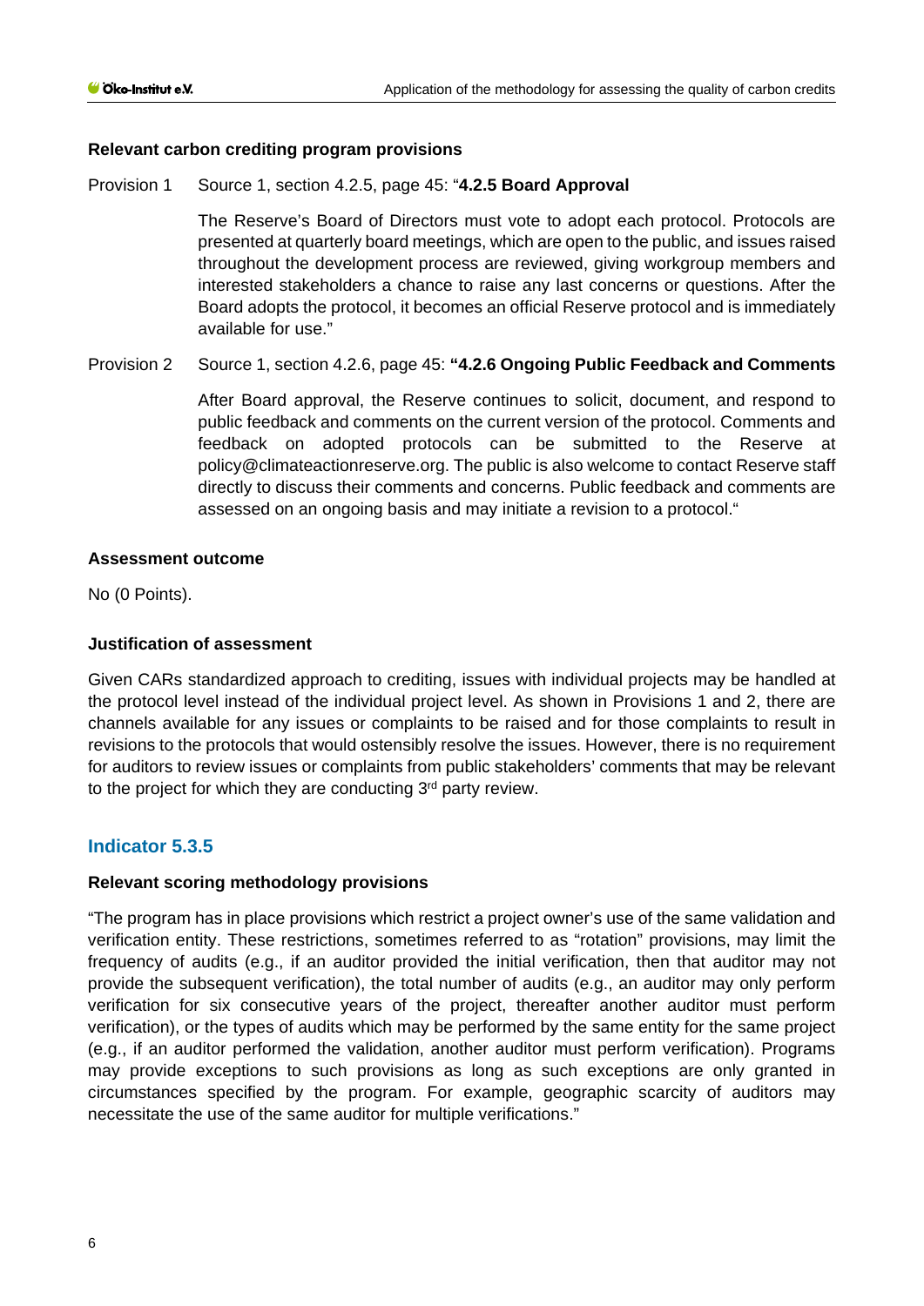**Relevant carbon crediting program provisions**

Provision 1 Source 1, section 4.2.5, page 45: "**4.2.5 Board Approval**

The Reserve's Board of Directors must vote to adopt each protocol. Protocols are presented at quarterly board meetings, which are open to the public, and issues raised throughout the development process are reviewed, giving workgroup members and interested stakeholders a chance to raise any last concerns or questions. After the Board adopts the protocol, it becomes an official Reserve protocol and is immediately available for use."

Provision 2 Source 1, section 4.2.6, page 45: **"4.2.6 Ongoing Public Feedback and Comments**

After Board approval, the Reserve continues to solicit, document, and respond to public feedback and comments on the current version of the protocol. Comments and feedback on adopted protocols can be submitted to the Reserve at policy@climateactionreserve.org. The public is also welcome to contact Reserve staff directly to discuss their comments and concerns. Public feedback and comments are assessed on an ongoing basis and may initiate a revision to a protocol."

**Assessment outcome**

No (0 Points).

**Justification of assessment**

Given CARs standardized approach to crediting, issues with individual projects may be handled at the protocol level instead of the individual project level. As shown in Provisions 1 and 2, there are channels available for any issues or complaints to be raised and for those complaints to result in revisions to the protocols that would ostensibly resolve the issues. However, there is no requirement for auditors to review issues or complaints from public stakeholders' comments that may be relevant to the project for which they are conducting 3rd party review.

## Indicator 5.3.5

**Relevant scoring methodology provisions**

"The program has in place provisions which restrict a project owner's use of the same validation and verification entity. These restrictions, sometimes referred to as "rotation" provisions, may limit the frequency of audits (e.g., if an auditor provided the initial verification, then that auditor may not provide the subsequent verification), the total number of audits (e.g., an auditor may only perform verification for six consecutive years of the project, thereafter another auditor must perform verification), or the types of audits which may be performed by the same entity for the same project (e.g., if an auditor performed the validation, another auditor must perform verification). Programs may provide exceptions to such provisions as long as such exceptions are only granted in circumstances specified by the program. For example, geographic scarcity of auditors may necessitate the use of the same auditor for multiple verifications."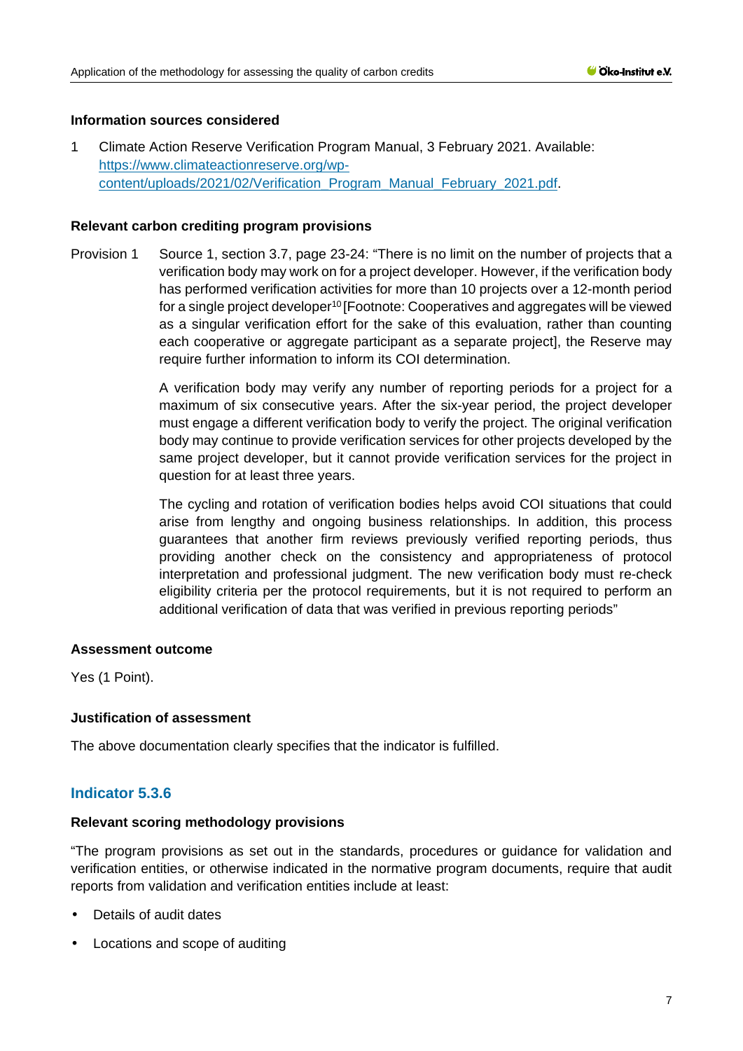**Information sources considered**

1 Climate Action Reserve Verification Program Manual, 3 February 2021. Available: [https://www.climateactionreserve.org/wp-content/uploads/2021/02/Verification_Program_Manual_February_2021.pdf](https://www.climateactionreserve.org/wp-content/uploads/2021/02/Verification_Program_Manual_February_2021.pdf).

**Relevant carbon crediting program provisions**

Provision 1 Source 1, section 3.7, page 23-24: "There is no limit on the number of projects that a verification body may work on for a project developer. However, if the verification body has performed verification activities for more than 10 projects over a 12-month period for a single project developer[10] [Footnote: Cooperatives and aggregates will be viewed as a singular verification effort for the sake of this evaluation, rather than counting each cooperative or aggregate participant as a separate project], the Reserve may require further information to inform its COI determination.

A verification body may verify any number of reporting periods for a project for a maximum of six consecutive years. After the six-year period, the project developer must engage a different verification body to verify the project. The original verification body may continue to provide verification services for other projects developed by the same project developer, but it cannot provide verification services for the project in question for at least three years.

The cycling and rotation of verification bodies helps avoid COI situations that could arise from lengthy and ongoing business relationships. In addition, this process guarantees that another firm reviews previously verified reporting periods, thus providing another check on the consistency and appropriateness of protocol interpretation and professional judgment. The new verification body must re-check eligibility criteria per the protocol requirements, but it is not required to perform an additional verification of data that was verified in previous reporting periods"

**Assessment outcome**

Yes (1 Point).

**Justification of assessment**

The above documentation clearly specifies that the indicator is fulfilled.

## Indicator 5.3.6

**Relevant scoring methodology provisions**

"The program provisions as set out in the standards, procedures or guidance for validation and verification entities, or otherwise indicated in the normative program documents, require that audit reports from validation and verification entities include at least:

- Details of audit dates
- Locations and scope of auditing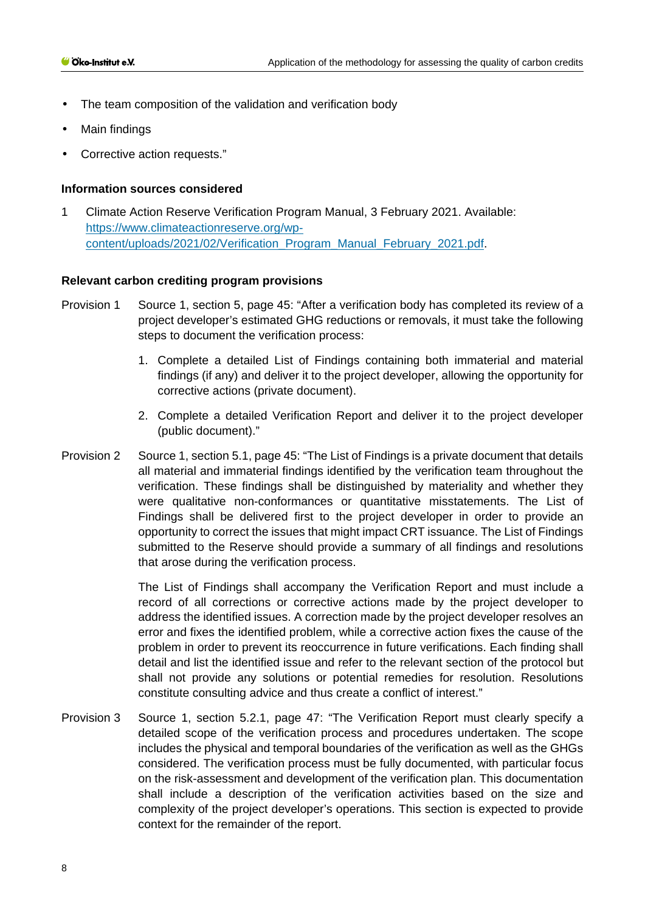- The team composition of the validation and verification body
- Main findings
- Corrective action requests."

#### Information sources considered

1 Climate Action Reserve Verification Program Manual, 3 February 2021. Available: [https://www.climateactionreserve.org/wp-content/uploads/2021/02/Verification_Program_Manual_February_2021.pdf](https://www.climateactionreserve.org/wp-content/uploads/2021/02/Verification_Program_Manual_February_2021.pdf).

#### Relevant carbon crediting program provisions

Provision 1 Source 1, section 5, page 45: "After a verification body has completed its review of a project developer's estimated GHG reductions or removals, it must take the following steps to document the verification process:

1. Complete a detailed List of Findings containing both immaterial and material findings (if any) and deliver it to the project developer, allowing the opportunity for corrective actions (private document).
2. Complete a detailed Verification Report and deliver it to the project developer (public document)."

Provision 2 Source 1, section 5.1, page 45: "The List of Findings is a private document that details all material and immaterial findings identified by the verification team throughout the verification. These findings shall be distinguished by materiality and whether they were qualitative non-conformances or quantitative misstatements. The List of Findings shall be delivered first to the project developer in order to provide an opportunity to correct the issues that might impact CRT issuance. The List of Findings submitted to the Reserve should provide a summary of all findings and resolutions that arose during the verification process.

The List of Findings shall accompany the Verification Report and must include a record of all corrections or corrective actions made by the project developer to address the identified issues. A correction made by the project developer resolves an error and fixes the identified problem, while a corrective action fixes the cause of the problem in order to prevent its reoccurrence in future verifications. Each finding shall detail and list the identified issue and refer to the relevant section of the protocol but shall not provide any solutions or potential remedies for resolution. Resolutions constitute consulting advice and thus create a conflict of interest."

Provision 3 Source 1, section 5.2.1, page 47: "The Verification Report must clearly specify a detailed scope of the verification process and procedures undertaken. The scope includes the physical and temporal boundaries of the verification as well as the GHGs considered. The verification process must be fully documented, with particular focus on the risk-assessment and development of the verification plan. This documentation shall include a description of the verification activities based on the size and complexity of the project developer's operations. This section is expected to provide context for the remainder of the report.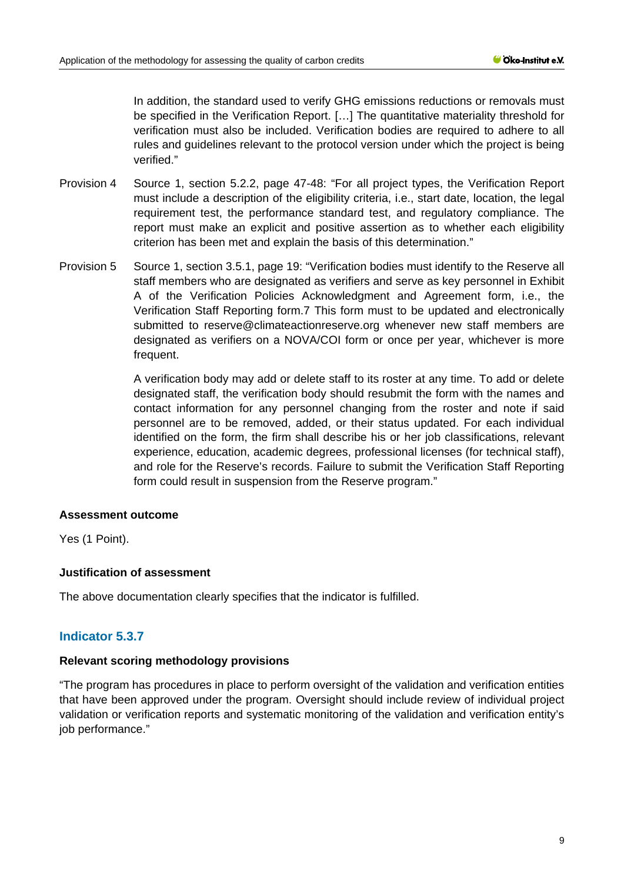In addition, the standard used to verify GHG emissions reductions or removals must be specified in the Verification Report. […] The quantitative materiality threshold for verification must also be included. Verification bodies are required to adhere to all rules and guidelines relevant to the protocol version under which the project is being verified."

Provision 4 Source 1, section 5.2.2, page 47-48: "For all project types, the Verification Report must include a description of the eligibility criteria, i.e., start date, location, the legal requirement test, the performance standard test, and regulatory compliance. The report must make an explicit and positive assertion as to whether each eligibility criterion has been met and explain the basis of this determination."

Provision 5 Source 1, section 3.5.1, page 19: "Verification bodies must identify to the Reserve all staff members who are designated as verifiers and serve as key personnel in Exhibit A of the Verification Policies Acknowledgment and Agreement form, i.e., the Verification Staff Reporting form.7 This form must to be updated and electronically submitted to reserve@climateactionreserve.org whenever new staff members are designated as verifiers on a NOVA/COI form or once per year, whichever is more frequent.

A verification body may add or delete staff to its roster at any time. To add or delete designated staff, the verification body should resubmit the form with the names and contact information for any personnel changing from the roster and note if said personnel are to be removed, added, or their status updated. For each individual identified on the form, the firm shall describe his or her job classifications, relevant experience, education, academic degrees, professional licenses (for technical staff), and role for the Reserve's records. Failure to submit the Verification Staff Reporting form could result in suspension from the Reserve program."

**Assessment outcome**

Yes (1 Point).

**Justification of assessment**

The above documentation clearly specifies that the indicator is fulfilled.

## Indicator 5.3.7

**Relevant scoring methodology provisions**

"The program has procedures in place to perform oversight of the validation and verification entities that have been approved under the program. Oversight should include review of individual project validation or verification reports and systematic monitoring of the validation and verification entity's job performance."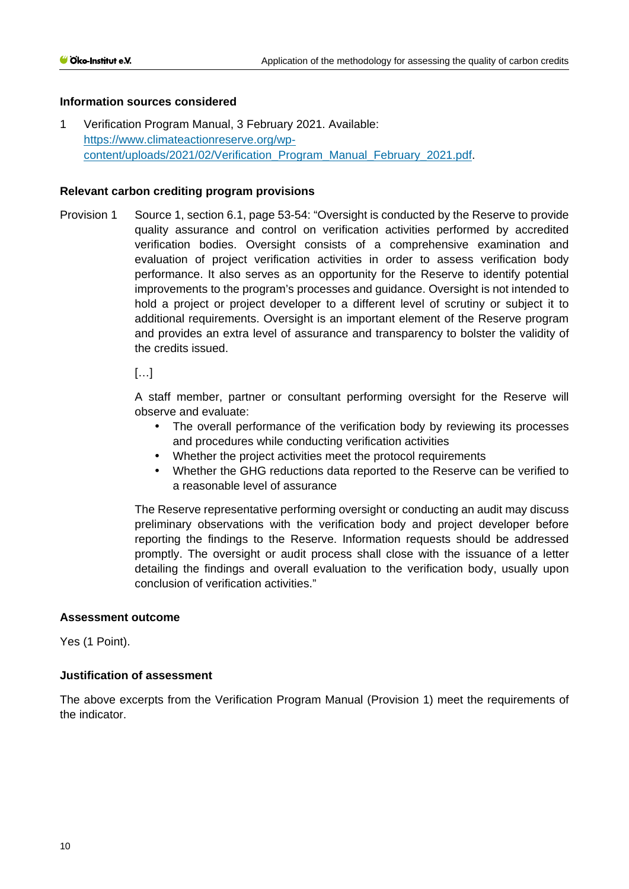#### Information sources considered

1 Verification Program Manual, 3 February 2021. Available: [https://www.climateactionreserve.org/wp-content/uploads/2021/02/Verification_Program_Manual_February_2021.pdf](https://www.climateactionreserve.org/wp-content/uploads/2021/02/Verification_Program_Manual_February_2021.pdf).

#### Relevant carbon crediting program provisions

Provision 1 Source 1, section 6.1, page 53-54: "Oversight is conducted by the Reserve to provide quality assurance and control on verification activities performed by accredited verification bodies. Oversight consists of a comprehensive examination and evaluation of project verification activities in order to assess verification body performance. It also serves as an opportunity for the Reserve to identify potential improvements to the program's processes and guidance. Oversight is not intended to hold a project or project developer to a different level of scrutiny or subject it to additional requirements. Oversight is an important element of the Reserve program and provides an extra level of assurance and transparency to bolster the validity of the credits issued.

[…]

A staff member, partner or consultant performing oversight for the Reserve will observe and evaluate:

- The overall performance of the verification body by reviewing its processes and procedures while conducting verification activities
- Whether the project activities meet the protocol requirements
- Whether the GHG reductions data reported to the Reserve can be verified to a reasonable level of assurance

The Reserve representative performing oversight or conducting an audit may discuss preliminary observations with the verification body and project developer before reporting the findings to the Reserve. Information requests should be addressed promptly. The oversight or audit process shall close with the issuance of a letter detailing the findings and overall evaluation to the verification body, usually upon conclusion of verification activities."

#### Assessment outcome

Yes (1 Point).

#### Justification of assessment

The above excerpts from the Verification Program Manual (Provision 1) meet the requirements of the indicator.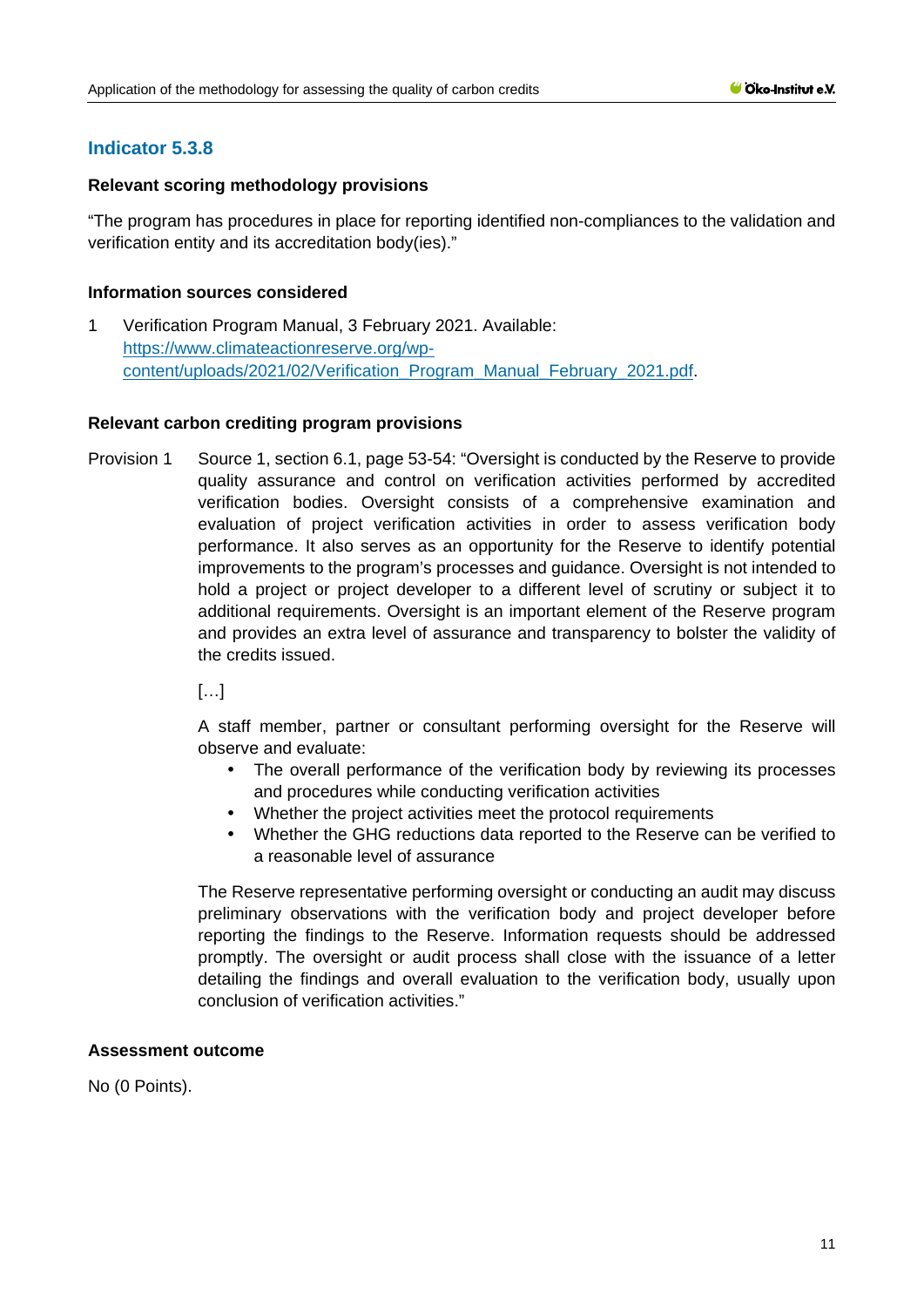## Indicator 5.3.8

**Relevant scoring methodology provisions**

"The program has procedures in place for reporting identified non-compliances to the validation and verification entity and its accreditation body(ies)."

**Information sources considered**

1 Verification Program Manual, 3 February 2021. Available: [https://www.climateactionreserve.org/wp-content/uploads/2021/02/Verification_Program_Manual_February_2021.pdf](https://www.climateactionreserve.org/wp-content/uploads/2021/02/Verification_Program_Manual_February_2021.pdf).

**Relevant carbon crediting program provisions**

Provision 1 Source 1, section 6.1, page 53-54: "Oversight is conducted by the Reserve to provide quality assurance and control on verification activities performed by accredited verification bodies. Oversight consists of a comprehensive examination and evaluation of project verification activities in order to assess verification body performance. It also serves as an opportunity for the Reserve to identify potential improvements to the program's processes and guidance. Oversight is not intended to hold a project or project developer to a different level of scrutiny or subject it to additional requirements. Oversight is an important element of the Reserve program and provides an extra level of assurance and transparency to bolster the validity of the credits issued.

[…]

A staff member, partner or consultant performing oversight for the Reserve will observe and evaluate:

- The overall performance of the verification body by reviewing its processes and procedures while conducting verification activities
- Whether the project activities meet the protocol requirements
- Whether the GHG reductions data reported to the Reserve can be verified to a reasonable level of assurance

The Reserve representative performing oversight or conducting an audit may discuss preliminary observations with the verification body and project developer before reporting the findings to the Reserve. Information requests should be addressed promptly. The oversight or audit process shall close with the issuance of a letter detailing the findings and overall evaluation to the verification body, usually upon conclusion of verification activities."

**Assessment outcome**

No (0 Points).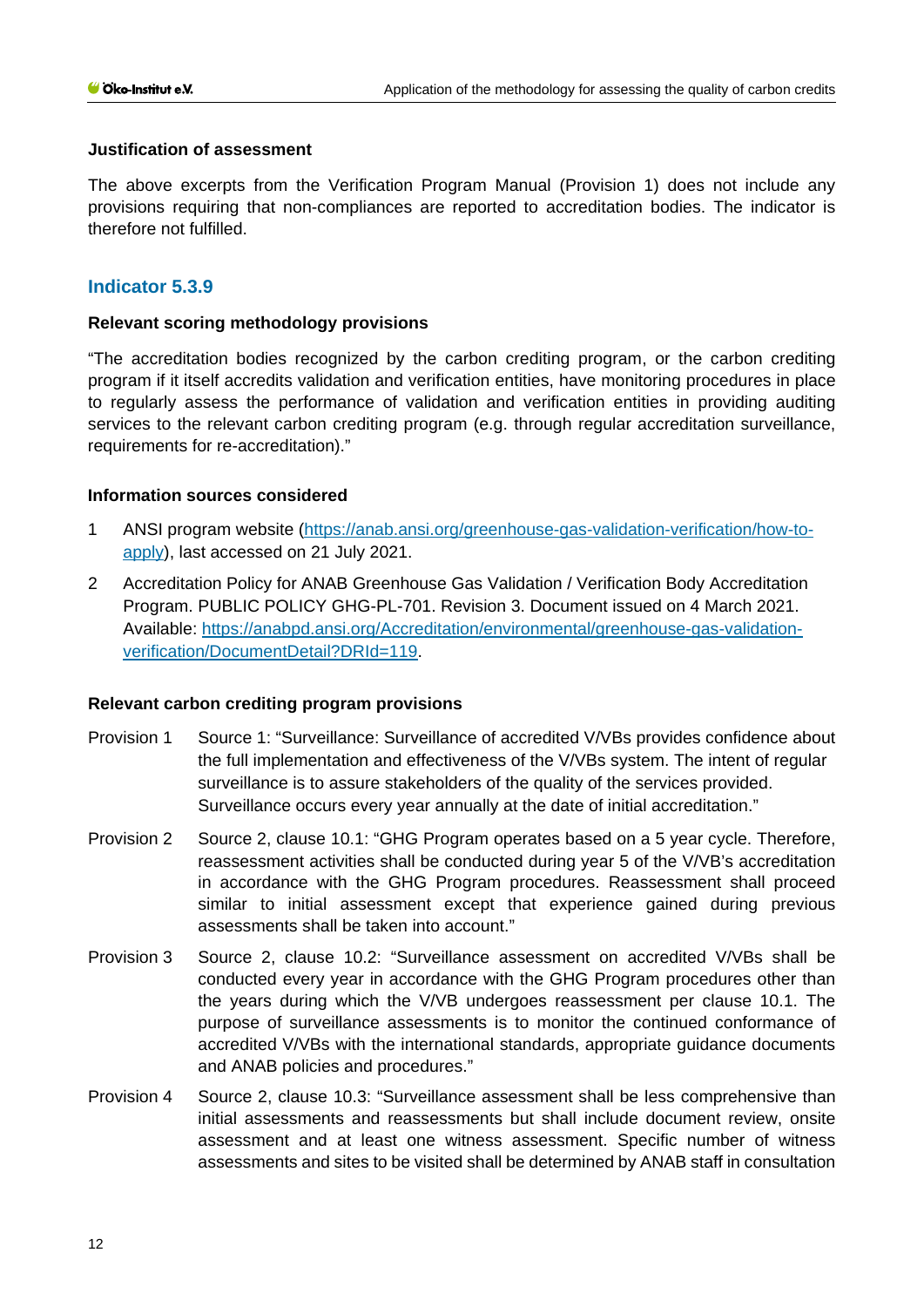#### Justification of assessment

The above excerpts from the Verification Program Manual (Provision 1) does not include any provisions requiring that non-compliances are reported to accreditation bodies. The indicator is therefore not fulfilled.

### Indicator 5.3.9

#### Relevant scoring methodology provisions

"The accreditation bodies recognized by the carbon crediting program, or the carbon crediting program if it itself accredits validation and verification entities, have monitoring procedures in place to regularly assess the performance of validation and verification entities in providing auditing services to the relevant carbon crediting program (e.g. through regular accreditation surveillance, requirements for re-accreditation)."

#### Information sources considered

1. ANSI program website ([https://anab.ansi.org/greenhouse-gas-validation-verification/how-to-apply](https://anab.ansi.org/greenhouse-gas-validation-verification/how-to-apply)), last accessed on 21 July 2021.
2. Accreditation Policy for ANAB Greenhouse Gas Validation / Verification Body Accreditation Program. PUBLIC POLICY GHG-PL-701. Revision 3. Document issued on 4 March 2021. Available: [https://anabpd.ansi.org/Accreditation/environmental/greenhouse-gas-validation-verification/DocumentDetail?DRId=119](https://anabpd.ansi.org/Accreditation/environmental/greenhouse-gas-validation-verification/DocumentDetail?DRId=119).

#### Relevant carbon crediting program provisions

Provision 1 Source 1: "Surveillance: Surveillance of accredited V/VBs provides confidence about the full implementation and effectiveness of the V/VBs system. The intent of regular surveillance is to assure stakeholders of the quality of the services provided. Surveillance occurs every year annually at the date of initial accreditation."

Provision 2 Source 2, clause 10.1: "GHG Program operates based on a 5 year cycle. Therefore, reassessment activities shall be conducted during year 5 of the V/VB's accreditation in accordance with the GHG Program procedures. Reassessment shall proceed similar to initial assessment except that experience gained during previous assessments shall be taken into account."

Provision 3 Source 2, clause 10.2: "Surveillance assessment on accredited V/VBs shall be conducted every year in accordance with the GHG Program procedures other than the years during which the V/VB undergoes reassessment per clause 10.1. The purpose of surveillance assessments is to monitor the continued conformance of accredited V/VBs with the international standards, appropriate guidance documents and ANAB policies and procedures."

Provision 4 Source 2, clause 10.3: "Surveillance assessment shall be less comprehensive than initial assessments and reassessments but shall include document review, onsite assessment and at least one witness assessment. Specific number of witness assessments and sites to be visited shall be determined by ANAB staff in consultation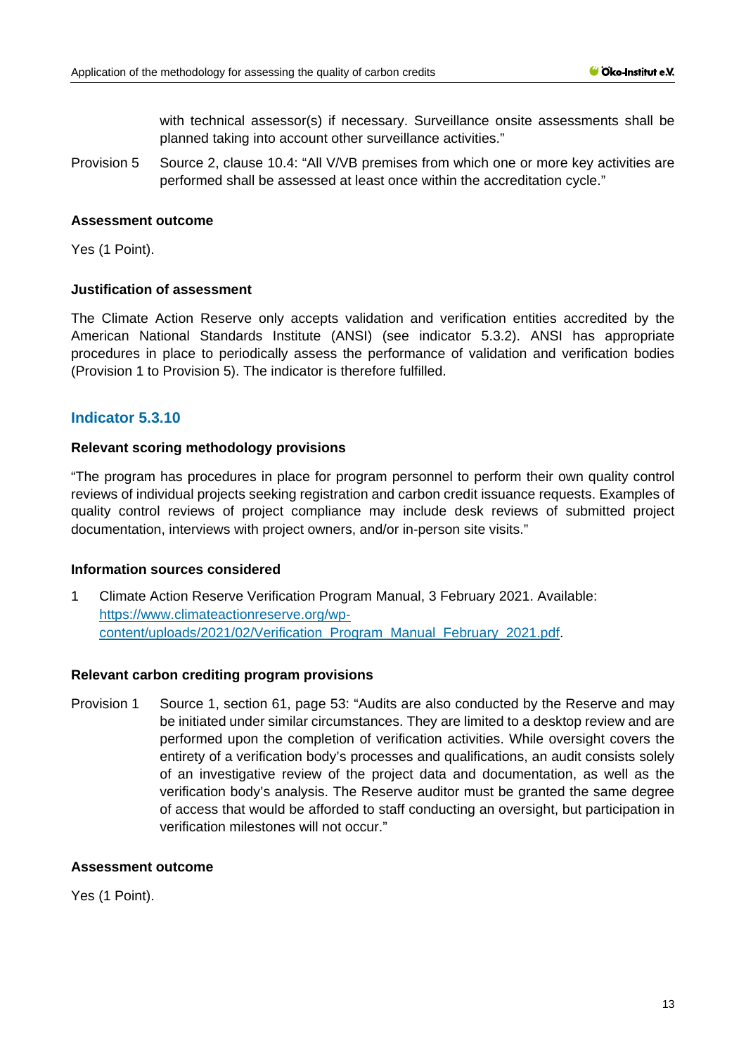with technical assessor(s) if necessary. Surveillance onsite assessments shall be planned taking into account other surveillance activities."

Provision 5 Source 2, clause 10.4: "All V/VB premises from which one or more key activities are performed shall be assessed at least once within the accreditation cycle."

**Assessment outcome**

Yes (1 Point).

**Justification of assessment**

The Climate Action Reserve only accepts validation and verification entities accredited by the American National Standards Institute (ANSI) (see indicator 5.3.2). ANSI has appropriate procedures in place to periodically assess the performance of validation and verification bodies (Provision 1 to Provision 5). The indicator is therefore fulfilled.

## Indicator 5.3.10

**Relevant scoring methodology provisions**

"The program has procedures in place for program personnel to perform their own quality control reviews of individual projects seeking registration and carbon credit issuance requests. Examples of quality control reviews of project compliance may include desk reviews of submitted project documentation, interviews with project owners, and/or in-person site visits."

**Information sources considered**

1 Climate Action Reserve Verification Program Manual, 3 February 2021. Available: [https://www.climateactionreserve.org/wp-content/uploads/2021/02/Verification_Program_Manual_February_2021.pdf](https://www.climateactionreserve.org/wp-content/uploads/2021/02/Verification_Program_Manual_February_2021.pdf).

**Relevant carbon crediting program provisions**

Provision 1 Source 1, section 61, page 53: "Audits are also conducted by the Reserve and may be initiated under similar circumstances. They are limited to a desktop review and are performed upon the completion of verification activities. While oversight covers the entirety of a verification body's processes and qualifications, an audit consists solely of an investigative review of the project data and documentation, as well as the verification body's analysis. The Reserve auditor must be granted the same degree of access that would be afforded to staff conducting an oversight, but participation in verification milestones will not occur."

**Assessment outcome**

Yes (1 Point).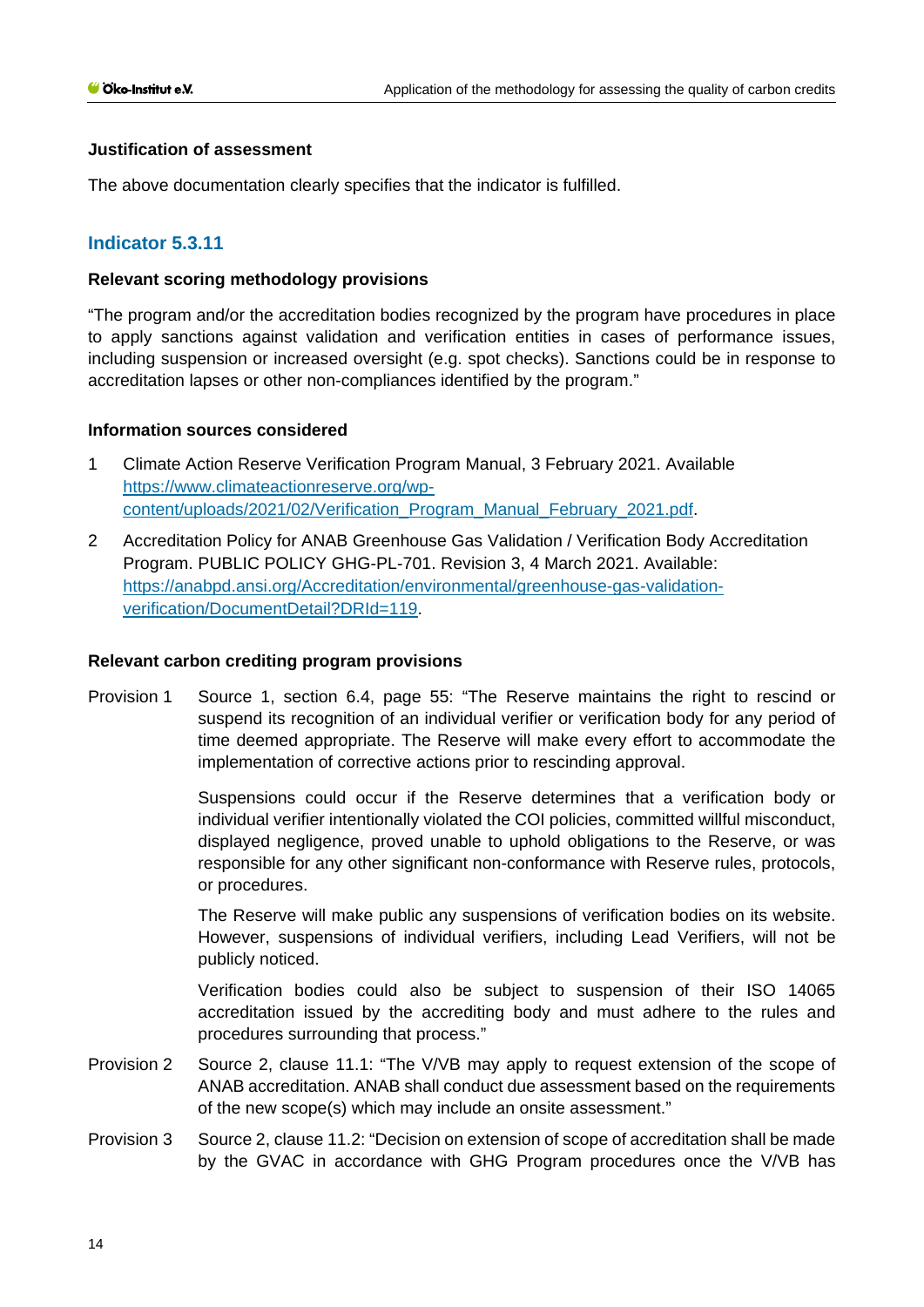### Justification of assessment

The above documentation clearly specifies that the indicator is fulfilled.

## Indicator 5.3.11

### Relevant scoring methodology provisions

"The program and/or the accreditation bodies recognized by the program have procedures in place to apply sanctions against validation and verification entities in cases of performance issues, including suspension or increased oversight (e.g. spot checks). Sanctions could be in response to accreditation lapses or other non-compliances identified by the program."

### Information sources considered

1. Climate Action Reserve Verification Program Manual, 3 February 2021. Available https://www.climateactionreserve.org/wp-content/uploads/2021/02/Verification_Program_Manual_February_2021.pdf.
2. Accreditation Policy for ANAB Greenhouse Gas Validation / Verification Body Accreditation Program. PUBLIC POLICY GHG-PL-701. Revision 3, 4 March 2021. Available: https://anabpd.ansi.org/Accreditation/environmental/greenhouse-gas-validation-verification/DocumentDetail?DRId=119.

### Relevant carbon crediting program provisions

Provision 1 Source 1, section 6.4, page 55: "The Reserve maintains the right to rescind or suspend its recognition of an individual verifier or verification body for any period of time deemed appropriate. The Reserve will make every effort to accommodate the implementation of corrective actions prior to rescinding approval.

Suspensions could occur if the Reserve determines that a verification body or individual verifier intentionally violated the COI policies, committed willful misconduct, displayed negligence, proved unable to uphold obligations to the Reserve, or was responsible for any other significant non-conformance with Reserve rules, protocols, or procedures.

The Reserve will make public any suspensions of verification bodies on its website. However, suspensions of individual verifiers, including Lead Verifiers, will not be publicly noticed.

Verification bodies could also be subject to suspension of their ISO 14065 accreditation issued by the accrediting body and must adhere to the rules and procedures surrounding that process."

Provision 2 Source 2, clause 11.1: "The V/VB may apply to request extension of the scope of ANAB accreditation. ANAB shall conduct due assessment based on the requirements of the new scope(s) which may include an onsite assessment."

Provision 3 Source 2, clause 11.2: "Decision on extension of scope of accreditation shall be made by the GVAC in accordance with GHG Program procedures once the V/VB has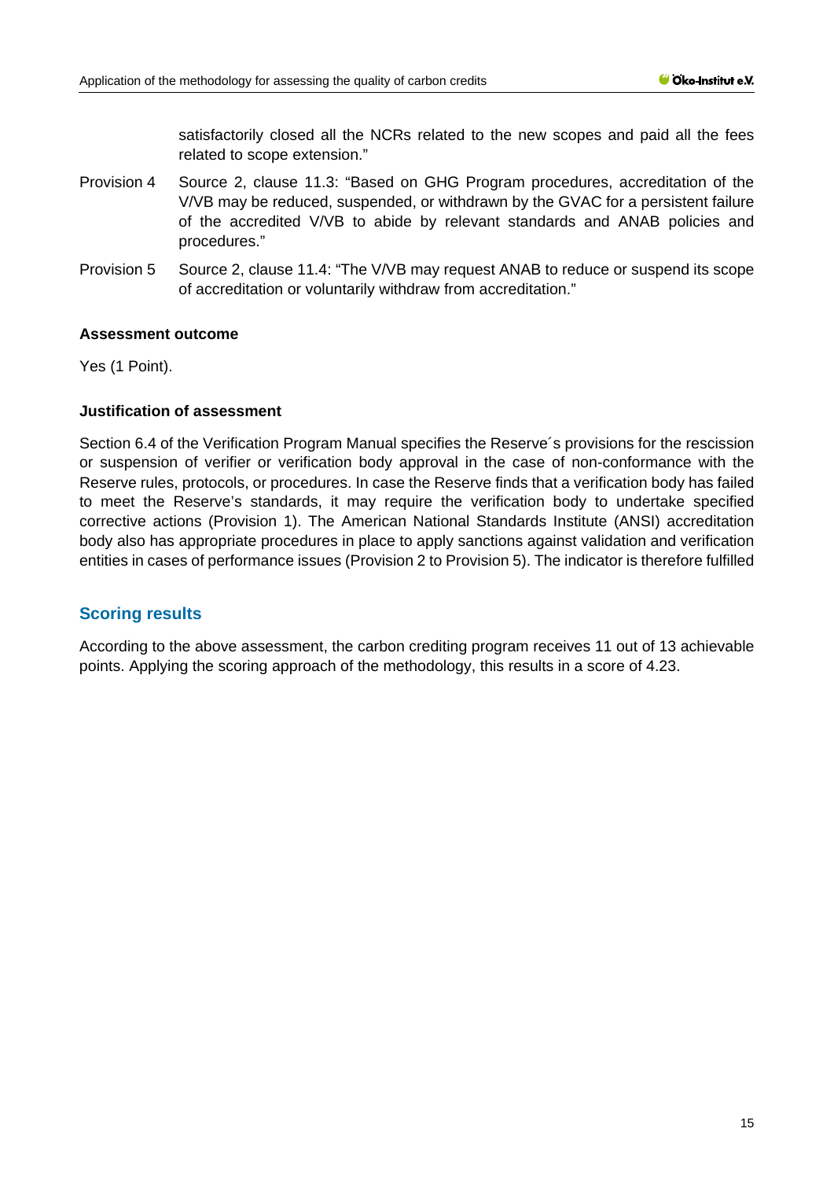satisfactorily closed all the NCRs related to the new scopes and paid all the fees related to scope extension."

Provision 4 Source 2, clause 11.3: "Based on GHG Program procedures, accreditation of the V/VB may be reduced, suspended, or withdrawn by the GVAC for a persistent failure of the accredited V/VB to abide by relevant standards and ANAB policies and procedures."

Provision 5 Source 2, clause 11.4: "The V/VB may request ANAB to reduce or suspend its scope of accreditation or voluntarily withdraw from accreditation."

**Assessment outcome**

Yes (1 Point).

**Justification of assessment**

Section 6.4 of the Verification Program Manual specifies the Reserve´s provisions for the rescission or suspension of verifier or verification body approval in the case of non-conformance with the Reserve rules, protocols, or procedures. In case the Reserve finds that a verification body has failed to meet the Reserve's standards, it may require the verification body to undertake specified corrective actions (Provision 1). The American National Standards Institute (ANSI) accreditation body also has appropriate procedures in place to apply sanctions against validation and verification entities in cases of performance issues (Provision 2 to Provision 5). The indicator is therefore fulfilled

## Scoring results

According to the above assessment, the carbon crediting program receives 11 out of 13 achievable points. Applying the scoring approach of the methodology, this results in a score of 4.23.